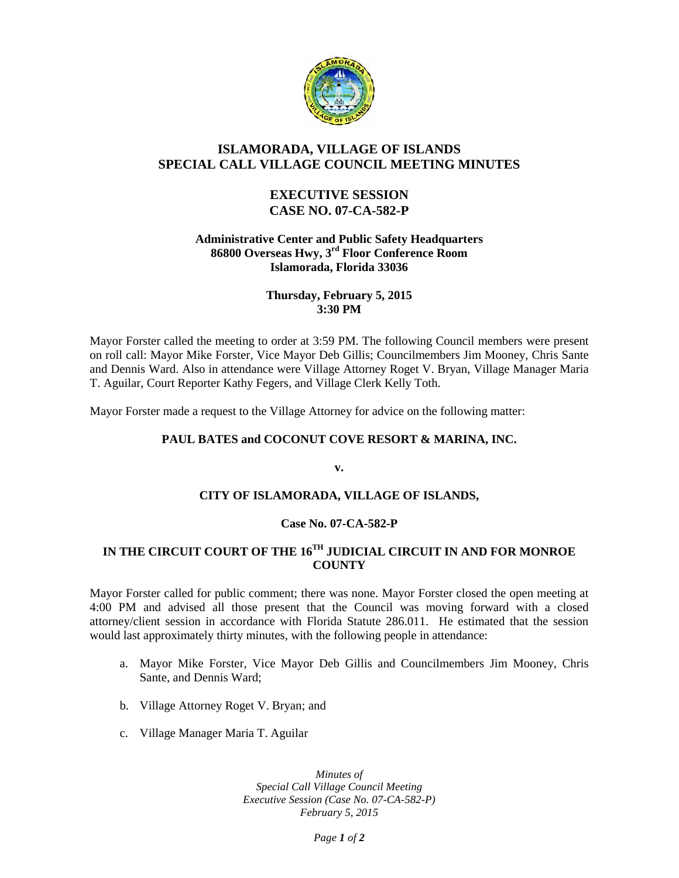# ISLAMORADA, VILLAGE OF ISLANDS
# SPECIAL CALL VILLAGE COUNCIL MEETING MINUTES

## EXECUTIVE SESSION
## CASE NO. 07-CA-582-P

**Administrative Center and Public Safety Headquarters**
**86800 Overseas Hwy, 3rd Floor Conference Room**
**Islamorada, Florida 33036**

**Thursday, February 5, 2015**
**3:30 PM**

Mayor Forster called the meeting to order at 3:59 PM. The following Council members were present on roll call: Mayor Mike Forster, Vice Mayor Deb Gillis; Councilmembers Jim Mooney, Chris Sante and Dennis Ward. Also in attendance were Village Attorney Roget V. Bryan, Village Manager Maria T. Aguilar, Court Reporter Kathy Fegers, and Village Clerk Kelly Toth.

Mayor Forster made a request to the Village Attorney for advice on the following matter:

**PAUL BATES and COCONUT COVE RESORT & MARINA, INC.**

**v.**

**CITY OF ISLAMORADA, VILLAGE OF ISLANDS,**

**Case No. 07-CA-582-P**

**IN THE CIRCUIT COURT OF THE 16TH JUDICIAL CIRCUIT IN AND FOR MONROE COUNTY**

Mayor Forster called for public comment; there was none. Mayor Forster closed the open meeting at 4:00 PM and advised all those present that the Council was moving forward with a closed attorney/client session in accordance with Florida Statute 286.011. He estimated that the session would last approximately thirty minutes, with the following people in attendance:

a. Mayor Mike Forster, Vice Mayor Deb Gillis and Councilmembers Jim Mooney, Chris Sante, and Dennis Ward;

b. Village Attorney Roget V. Bryan; and

c. Village Manager Maria T. Aguilar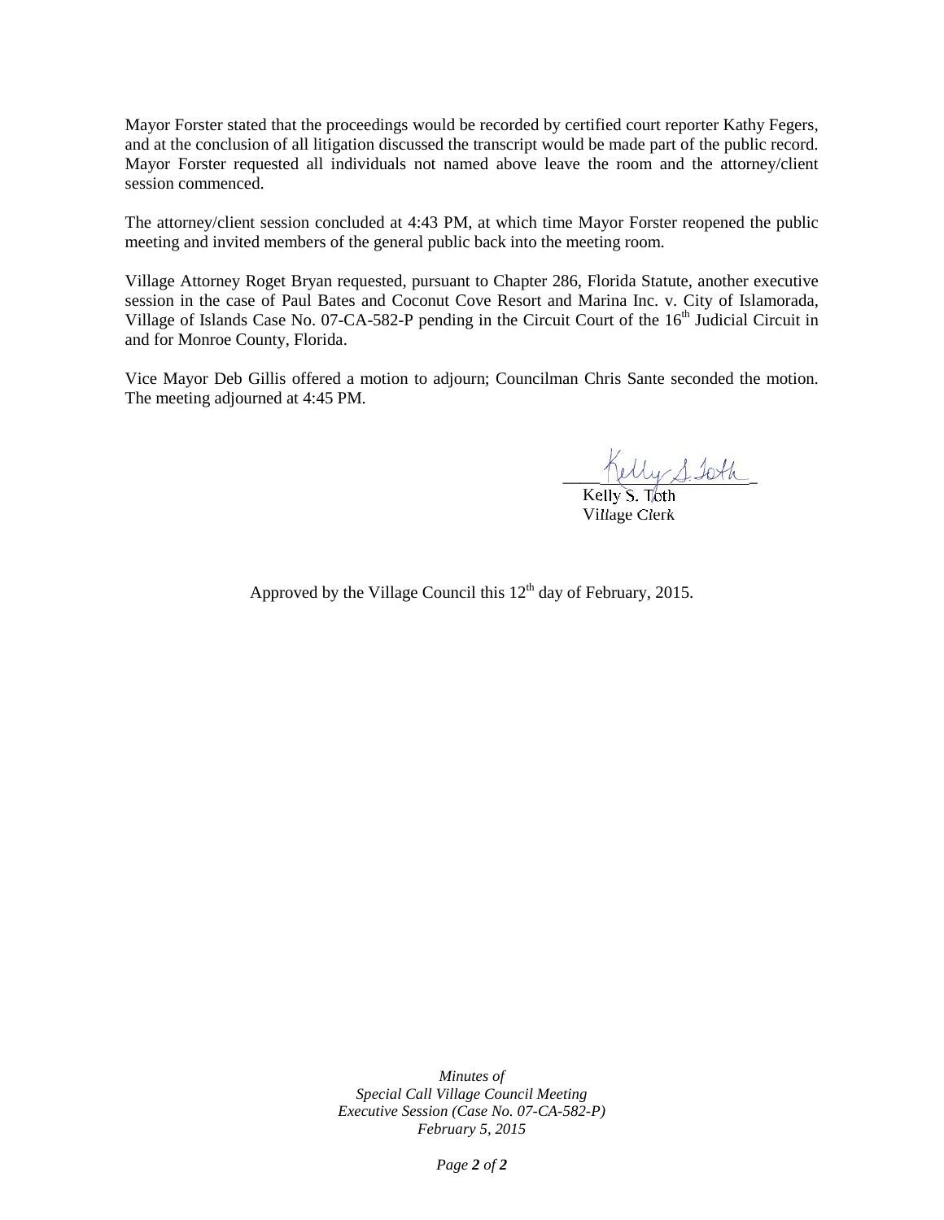Mayor Forster stated that the proceedings would be recorded by certified court reporter Kathy Fegers, and at the conclusion of all litigation discussed the transcript would be made part of the public record. Mayor Forster requested all individuals not named above leave the room and the attorney/client session commenced.

The attorney/client session concluded at 4:43 PM, at which time Mayor Forster reopened the public meeting and invited members of the general public back into the meeting room.

Village Attorney Roget Bryan requested, pursuant to Chapter 286, Florida Statute, another executive session in the case of Paul Bates and Coconut Cove Resort and Marina Inc. v. City of Islamorada, Village of Islands Case No. 07-CA-582-P pending in the Circuit Court of the 16th Judicial Circuit in and for Monroe County, Florida.

Vice Mayor Deb Gillis offered a motion to adjourn; Councilman Chris Sante seconded the motion. The meeting adjourned at 4:45 PM.

Kelly S. Toth

Kelly S. Toth
Village Clerk

Approved by the Village Council this 12th day of February, 2015.

*Minutes of*
*Special Call Village Council Meeting*
*Executive Session (Case No. 07-CA-582-P)*
*February 5, 2015*